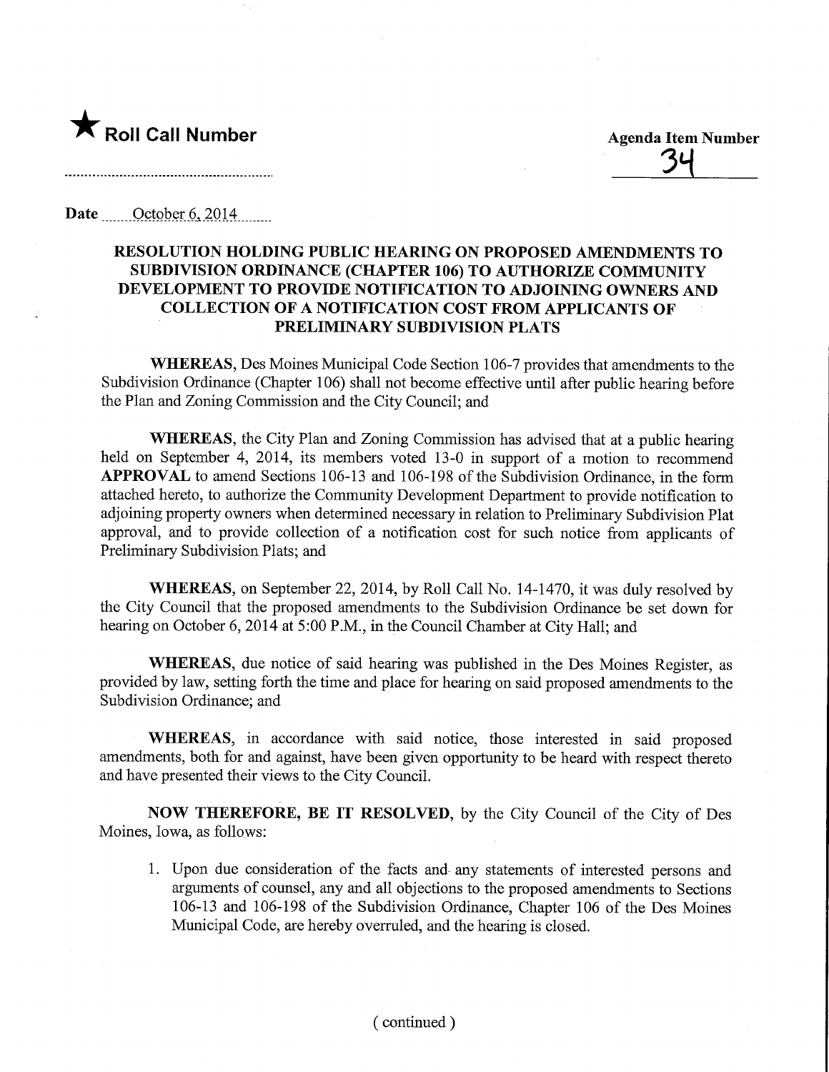★ **Roll Call Number**

**Agenda Item Number**
34

Date October 6, 2014

**RESOLUTION HOLDING PUBLIC HEARING ON PROPOSED AMENDMENTS TO SUBDIVISION ORDINANCE (CHAPTER 106) TO AUTHORIZE COMMUNITY DEVELOPMENT TO PROVIDE NOTIFICATION TO ADJOINING OWNERS AND COLLECTION OF A NOTIFICATION COST FROM APPLICANTS OF PRELIMINARY SUBDIVISION PLATS**

**WHEREAS,** Des Moines Municipal Code Section 106-7 provides that amendments to the Subdivision Ordinance (Chapter 106) shall not become effective until after public hearing before the Plan and Zoning Commission and the City Council; and

**WHEREAS,** the City Plan and Zoning Commission has advised that at a public hearing held on September 4, 2014, its members voted 13-0 in support of a motion to recommend **APPROVAL** to amend Sections 106-13 and 106-198 of the Subdivision Ordinance, in the form attached hereto, to authorize the Community Development Department to provide notification to adjoining property owners when determined necessary in relation to Preliminary Subdivision Plat approval, and to provide collection of a notification cost for such notice from applicants of Preliminary Subdivision Plats; and

**WHEREAS,** on September 22, 2014, by Roll Call No. 14-1470, it was duly resolved by the City Council that the proposed amendments to the Subdivision Ordinance be set down for hearing on October 6, 2014 at 5:00 P.M., in the Council Chamber at City Hall; and

**WHEREAS,** due notice of said hearing was published in the Des Moines Register, as provided by law, setting forth the time and place for hearing on said proposed amendments to the Subdivision Ordinance; and

**WHEREAS,** in accordance with said notice, those interested in said proposed amendments, both for and against, have been given opportunity to be heard with respect thereto and have presented their views to the City Council.

**NOW THEREFORE, BE IT RESOLVED,** by the City Council of the City of Des Moines, Iowa, as follows:

1. Upon due consideration of the facts and any statements of interested persons and arguments of counsel, any and all objections to the proposed amendments to Sections 106-13 and 106-198 of the Subdivision Ordinance, Chapter 106 of the Des Moines Municipal Code, are hereby overruled, and the hearing is closed.

( continued )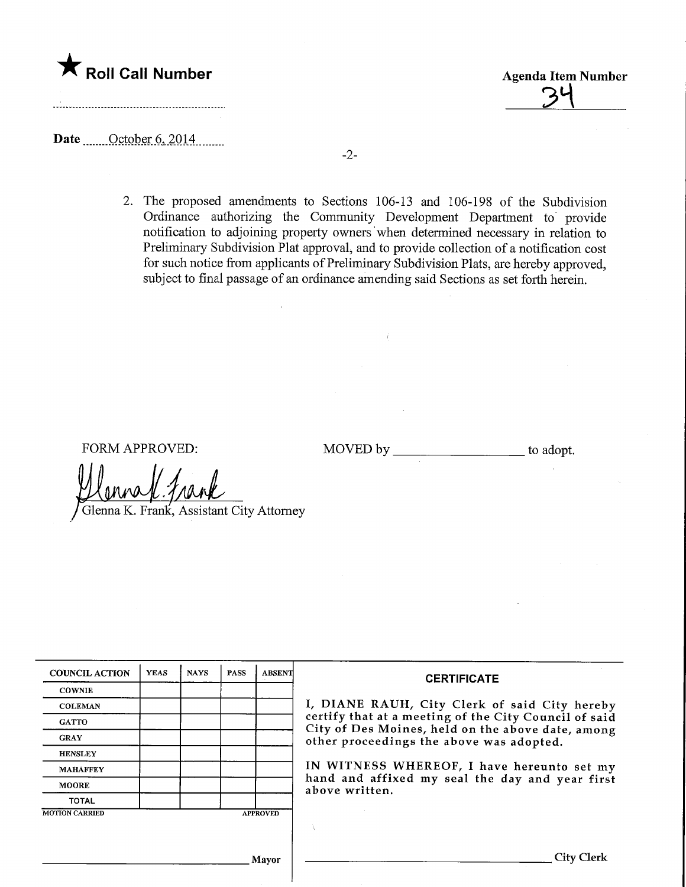★ **Roll Call Number**

**Agenda Item Number**

34

**Date** October 6, 2014

2. The proposed amendments to Sections 106-13 and 106-198 of the Subdivision Ordinance authorizing the Community Development Department to provide notification to adjoining property owners when determined necessary in relation to Preliminary Subdivision Plat approval, and to provide collection of a notification cost for such notice from applicants of Preliminary Subdivision Plats, are hereby approved, subject to final passage of an ordinance amending said Sections as set forth herein.

FORM APPROVED:

Glenna K. Frank, Assistant City Attorney

MOVED by ____________________ to adopt.

| COUNCIL ACTION | YEAS | NAYS | PASS | ABSENT |
|---|---|---|---|---|
| COWNIE | | | | |
| COLEMAN | | | | |
| GATTO | | | | |
| GRAY | | | | |
| HENSLEY | | | | |
| MAHAFFEY | | | | |
| MOORE | | | | |
| TOTAL | | | | |

MOTION CARRIED APPROVED

____________________ Mayor

**CERTIFICATE**

I, DIANE RAUH, City Clerk of said City hereby certify that at a meeting of the City Council of said City of Des Moines, held on the above date, among other proceedings the above was adopted.

IN WITNESS WHEREOF, I have hereunto set my hand and affixed my seal the day and year first above written.

____________________ City Clerk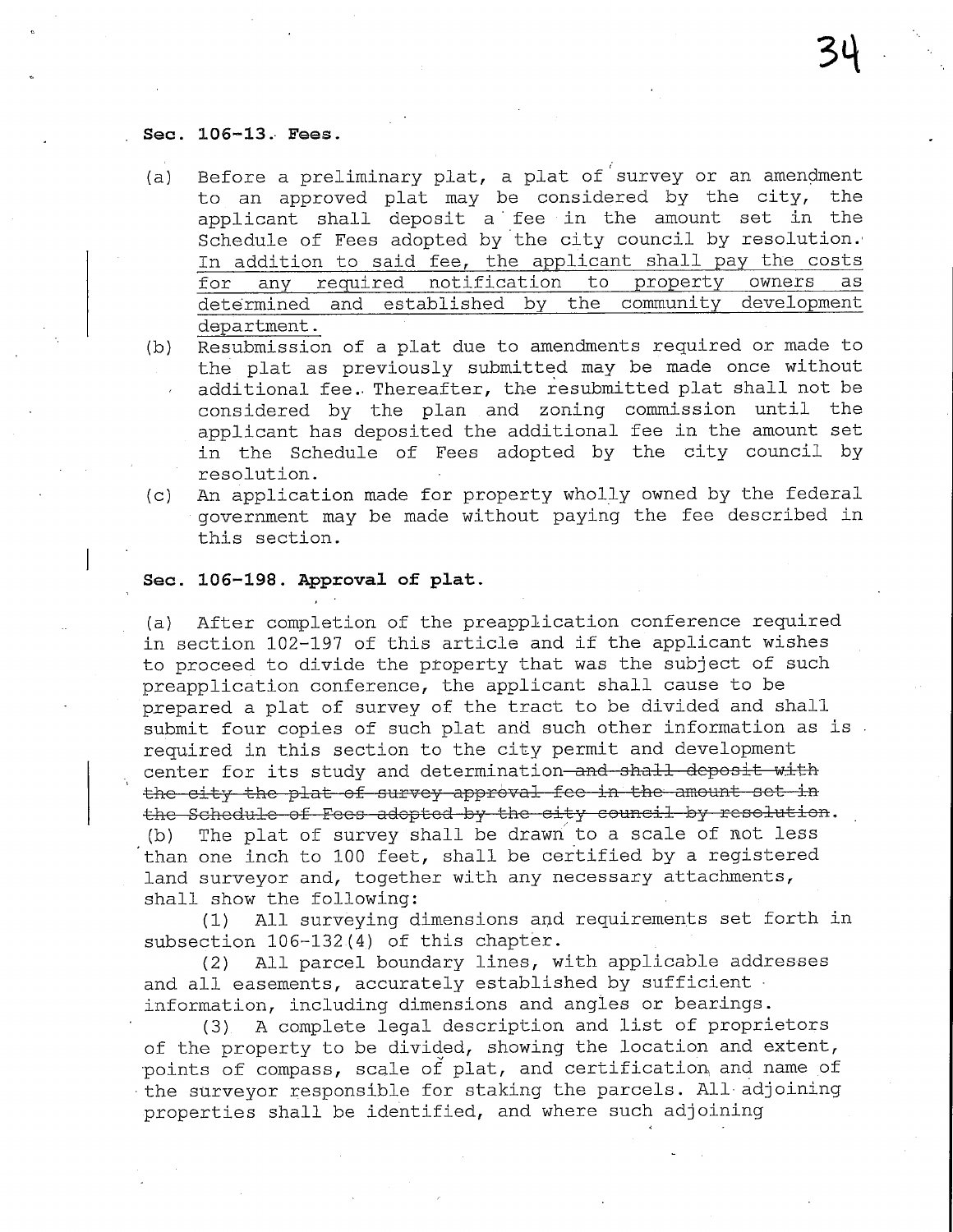**Sec. 106-13. Fees.**

(a) Before a preliminary plat, a plat of survey or an amendment to an approved plat may be considered by the city, the applicant shall deposit a fee in the amount set in the Schedule of Fees adopted by the city council by resolution. <u>In addition to said fee, the applicant shall pay the costs for any required notification to property owners as determined and established by the community development department.</u>

(b) Resubmission of a plat due to amendments required or made to the plat as previously submitted may be made once without additional fee. Thereafter, the resubmitted plat shall not be considered by the plan and zoning commission until the applicant has deposited the additional fee in the amount set in the Schedule of Fees adopted by the city council by resolution.

(c) An application made for property wholly owned by the federal government may be made without paying the fee described in this section.

**Sec. 106-198. Approval of plat.**

(a) After completion of the preapplication conference required in section 102-197 of this article and if the applicant wishes to proceed to divide the property that was the subject of such preapplication conference, the applicant shall cause to be prepared a plat of survey of the tract to be divided and shall submit four copies of such plat and such other information as is required in this section to the city permit and development center for its study and determination~~ and shall deposit with the city the plat of survey approval fee in the amount set in the Schedule of Fees adopted by the city council by resolution~~.

(b) The plat of survey shall be drawn to a scale of not less than one inch to 100 feet, shall be certified by a registered land surveyor and, together with any necessary attachments, shall show the following:

(1) All surveying dimensions and requirements set forth in subsection 106-132(4) of this chapter.

(2) All parcel boundary lines, with applicable addresses and all easements, accurately established by sufficient information, including dimensions and angles or bearings.

(3) A complete legal description and list of proprietors of the property to be divided, showing the location and extent, points of compass, scale of plat, and certification and name of the surveyor responsible for staking the parcels. All adjoining properties shall be identified, and where such adjoining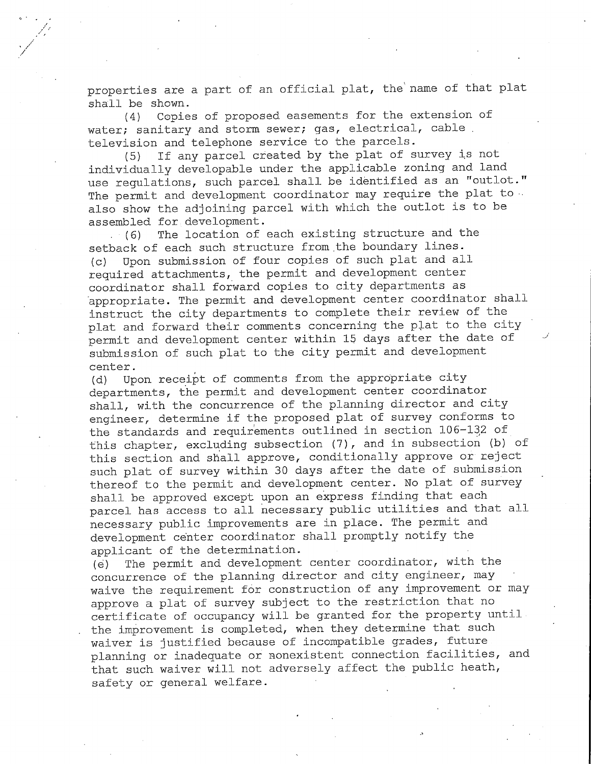properties are a part of an official plat, the name of that plat shall be shown.

(4) Copies of proposed easements for the extension of water; sanitary and storm sewer; gas, electrical, cable television and telephone service to the parcels.

(5) If any parcel created by the plat of survey is not individually developable under the applicable zoning and land use regulations, such parcel shall be identified as an "outlot." The permit and development coordinator may require the plat to also show the adjoining parcel with which the outlot is to be assembled for development.

(6) The location of each existing structure and the setback of each such structure from the boundary lines.

(c) Upon submission of four copies of such plat and all required attachments, the permit and development center coordinator shall forward copies to city departments as appropriate. The permit and development center coordinator shall instruct the city departments to complete their review of the plat and forward their comments concerning the plat to the city permit and development center within 15 days after the date of submission of such plat to the city permit and development center.

(d) Upon receipt of comments from the appropriate city departments, the permit and development center coordinator shall, with the concurrence of the planning director and city engineer, determine if the proposed plat of survey conforms to the standards and requirements outlined in section 106-132 of this chapter, excluding subsection (7), and in subsection (b) of this section and shall approve, conditionally approve or reject such plat of survey within 30 days after the date of submission thereof to the permit and development center. No plat of survey shall be approved except upon an express finding that each parcel has access to all necessary public utilities and that all necessary public improvements are in place. The permit and development center coordinator shall promptly notify the applicant of the determination.

(e) The permit and development center coordinator, with the concurrence of the planning director and city engineer, may waive the requirement for construction of any improvement or may approve a plat of survey subject to the restriction that no certificate of occupancy will be granted for the property until the improvement is completed, when they determine that such waiver is justified because of incompatible grades, future planning or inadequate or nonexistent connection facilities, and that such waiver will not adversely affect the public heath, safety or general welfare.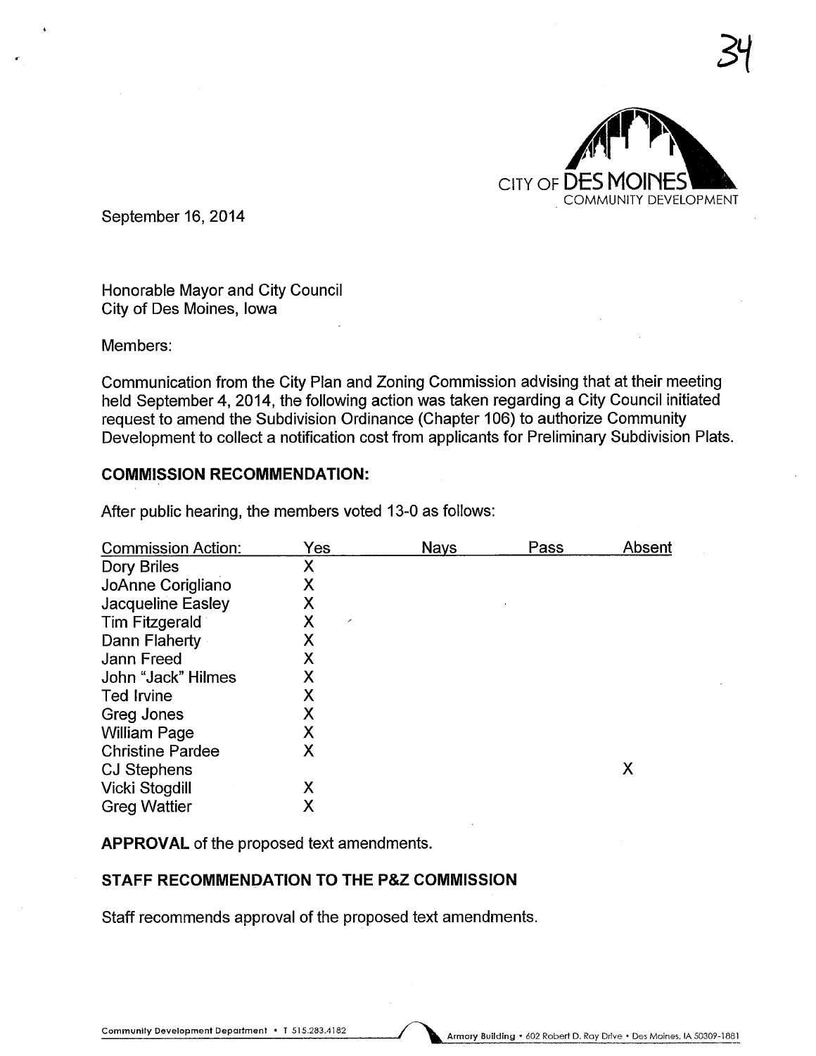34

CITY OF DES MOINES
COMMUNITY DEVELOPMENT

September 16, 2014

Honorable Mayor and City Council
City of Des Moines, Iowa

Members:

Communication from the City Plan and Zoning Commission advising that at their meeting held September 4, 2014, the following action was taken regarding a City Council initiated request to amend the Subdivision Ordinance (Chapter 106) to authorize Community Development to collect a notification cost from applicants for Preliminary Subdivision Plats.

## COMMISSION RECOMMENDATION:

After public hearing, the members voted 13-0 as follows:

| Commission Action: | Yes | Nays | Pass | Absent |
|---|---|---|---|---|
| Dory Briles | X | | | |
| JoAnne Corigliano | X | | | |
| Jacqueline Easley | X | | | |
| Tim Fitzgerald | X | | | |
| Dann Flaherty | X | | | |
| Jann Freed | X | | | |
| John "Jack" Hilmes | X | | | |
| Ted Irvine | X | | | |
| Greg Jones | X | | | |
| William Page | X | | | |
| Christine Pardee | X | | | |
| CJ Stephens | | | | X |
| Vicki Stogdill | X | | | |
| Greg Wattier | X | | | |

**APPROVAL** of the proposed text amendments.

## STAFF RECOMMENDATION TO THE P&Z COMMISSION

Staff recommends approval of the proposed text amendments.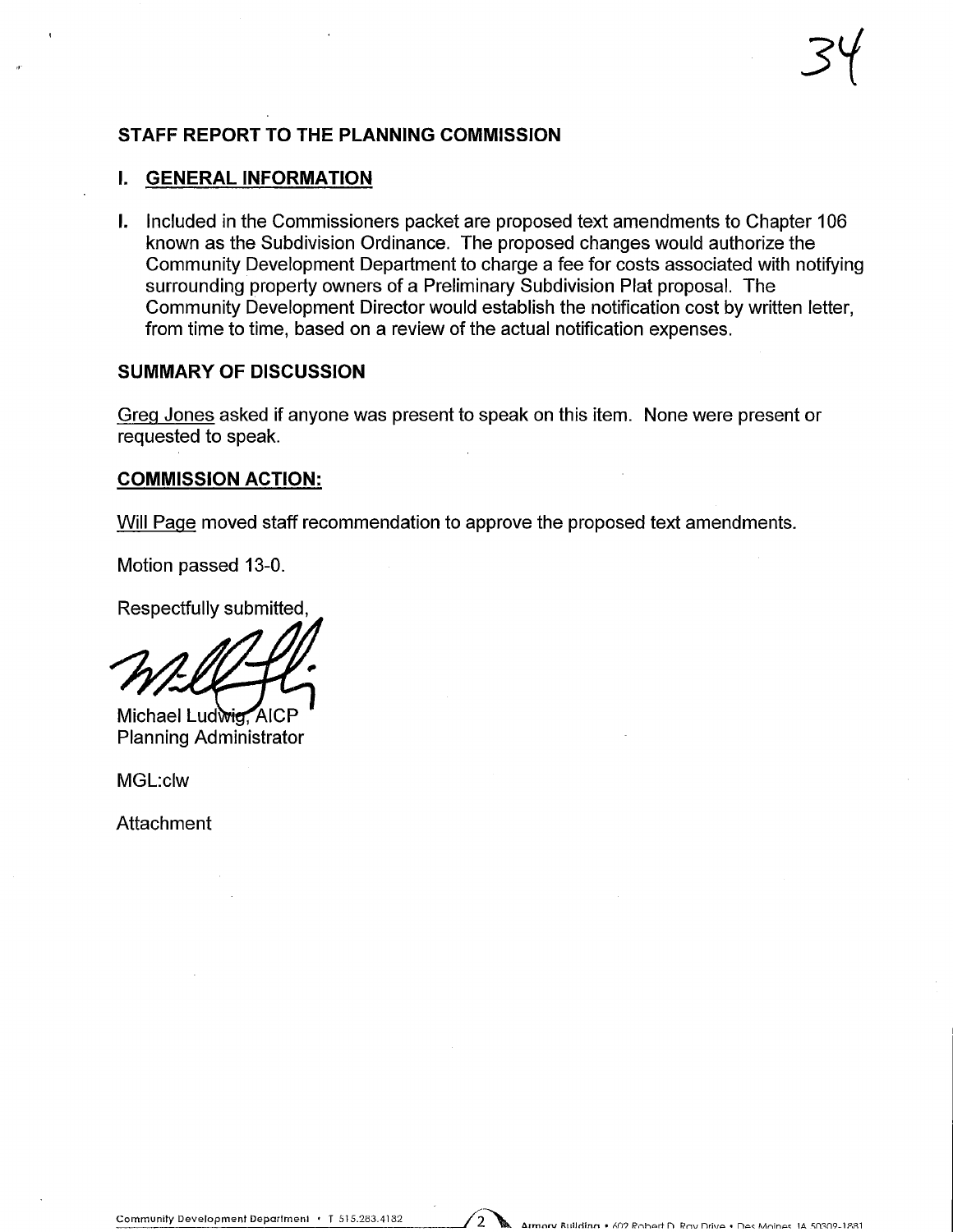## STAFF REPORT TO THE PLANNING COMMISSION

### I. GENERAL INFORMATION

I. Included in the Commissioners packet are proposed text amendments to Chapter 106 known as the Subdivision Ordinance. The proposed changes would authorize the Community Development Department to charge a fee for costs associated with notifying surrounding property owners of a Preliminary Subdivision Plat proposal. The Community Development Director would establish the notification cost by written letter, from time to time, based on a review of the actual notification expenses.

### SUMMARY OF DISCUSSION

Greg Jones asked if anyone was present to speak on this item. None were present or requested to speak.

### COMMISSION ACTION:

Will Page moved staff recommendation to approve the proposed text amendments.

Motion passed 13-0.

Respectfully submitted,

Michael Ludwig, AICP
Planning Administrator

MGL:clw

Attachment